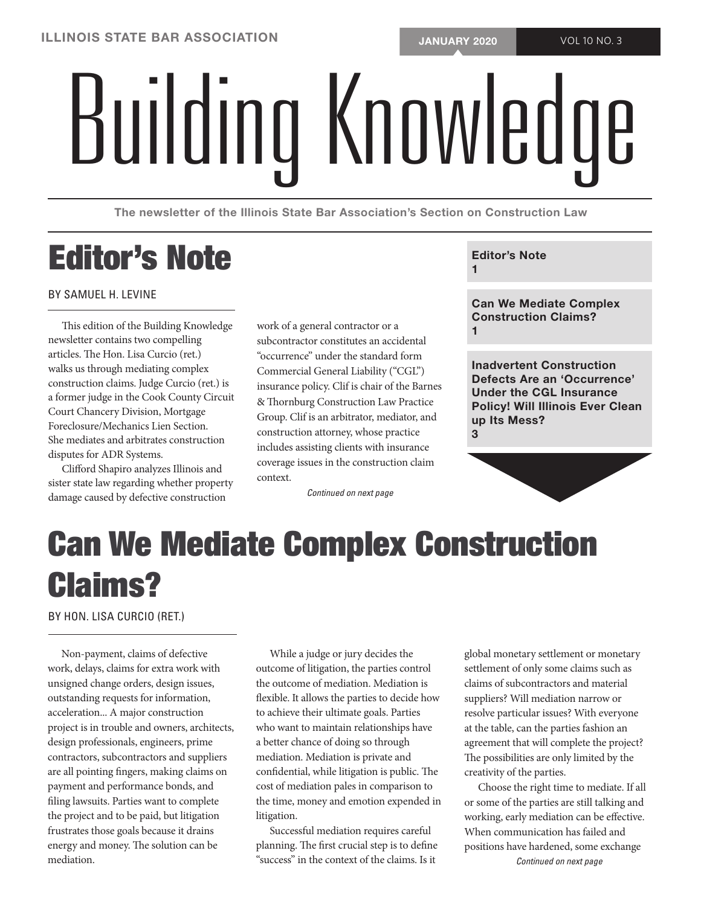# Building Knowledge

The newsletter of the Illinois State Bar Association's Section on Construction Law

- Editor's Note 1
- Can We Mediate Complex Construction Claims? 1
- Inadvertent Construction Defects Are an 'Occurrence' Under the CGL Insurance Policy! Will Illinois Ever Clean up Its Mess? 3

## Editor's Note

BY SAMUEL H. LEVINE

This edition of the Building Knowledge newsletter contains two compelling articles. The Hon. Lisa Curcio (ret.) walks us through mediating complex construction claims. Judge Curcio (ret.) is a former judge in the Cook County Circuit Court Chancery Division, Mortgage Foreclosure/Mechanics Lien Section. She mediates and arbitrates construction disputes for ADR Systems.

Clifford Shapiro analyzes Illinois and sister state law regarding whether property damage caused by defective construction work of a general contractor or a subcontractor constitutes an accidental "occurrence" under the standard form Commercial General Liability ("CGL") insurance policy. Clif is chair of the Barnes & Thornburg Construction Law Practice Group. Clif is an arbitrator, mediator, and construction attorney, whose practice includes assisting clients with insurance coverage issues in the construction claim context.

*Continued on next page*

## Can We Mediate Complex Construction Claims?

BY HON. LISA CURCIO (RET.)

Non-payment, claims of defective work, delays, claims for extra work with unsigned change orders, design issues, outstanding requests for information, acceleration... A major construction project is in trouble and owners, architects, design professionals, engineers, prime contractors, subcontractors and suppliers are all pointing fingers, making claims on payment and performance bonds, and filing lawsuits. Parties want to complete the project and to be paid, but litigation frustrates those goals because it drains energy and money. The solution can be mediation.

While a judge or jury decides the outcome of litigation, the parties control the outcome of mediation. Mediation is flexible. It allows the parties to decide how to achieve their ultimate goals. Parties who want to maintain relationships have a better chance of doing so through mediation. Mediation is private and confidential, while litigation is public. The cost of mediation pales in comparison to the time, money and emotion expended in litigation.

Successful mediation requires careful planning. The first crucial step is to define "success" in the context of the claims. Is it global monetary settlement or monetary settlement of only some claims such as claims of subcontractors and material suppliers? Will mediation narrow or resolve particular issues? With everyone at the table, can the parties fashion an agreement that will complete the project? The possibilities are only limited by the creativity of the parties.

Choose the right time to mediate. If all or some of the parties are still talking and working, early mediation can be effective. When communication has failed and positions have hardened, some exchange

*Continued on next page*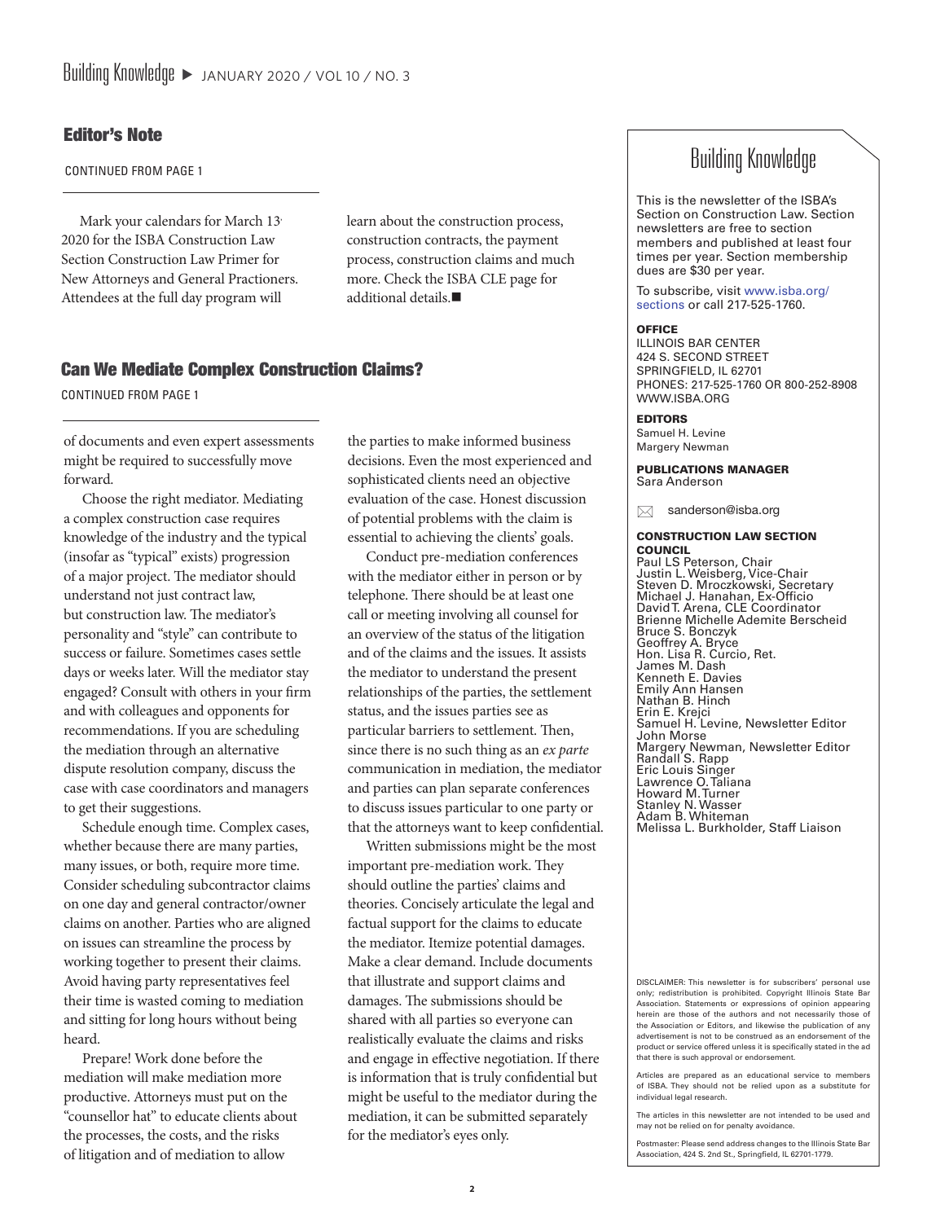## Editor's Note

CONTINUED FROM PAGE 1

Mark your calendars for March 13, 2020 for the ISBA Construction Law Section Construction Law Primer for New Attorneys and General Practioners. Attendees at the full day program will learn about the construction process, construction contracts, the payment process, construction claims and much more. Check the ISBA CLE page for additional details.■

## Can We Mediate Complex Construction Claims?

CONTINUED FROM PAGE 1

of documents and even expert assessments might be required to successfully move forward.

Choose the right mediator. Mediating a complex construction case requires knowledge of the industry and the typical (insofar as "typical" exists) progression of a major project. The mediator should understand not just contract law, but construction law. The mediator's personality and "style" can contribute to success or failure. Sometimes cases settle days or weeks later. Will the mediator stay engaged? Consult with others in your firm and with colleagues and opponents for recommendations. If you are scheduling the mediation through an alternative dispute resolution company, discuss the case with case coordinators and managers to get their suggestions.

Schedule enough time. Complex cases, whether because there are many parties, many issues, or both, require more time. Consider scheduling subcontractor claims on one day and general contractor/owner claims on another. Parties who are aligned on issues can streamline the process by working together to present their claims. Avoid having party representatives feel their time is wasted coming to mediation and sitting for long hours without being heard.

Prepare! Work done before the mediation will make mediation more productive. Attorneys must put on the "counsellor hat" to educate clients about the processes, the costs, and the risks of litigation and of mediation to allow the parties to make informed business decisions. Even the most experienced and sophisticated clients need an objective evaluation of the case. Honest discussion of potential problems with the claim is essential to achieving the clients' goals.

Conduct pre-mediation conferences with the mediator either in person or by telephone. There should be at least one call or meeting involving all counsel for an overview of the status of the litigation and of the claims and the issues. It assists the mediator to understand the present relationships of the parties, the settlement status, and the issues parties see as particular barriers to settlement. Then, since there is no such thing as an *ex parte* communication in mediation, the mediator and parties can plan separate conferences to discuss issues particular to one party or that the attorneys want to keep confidential.

Written submissions might be the most important pre-mediation work. They should outline the parties' claims and theories. Concisely articulate the legal and factual support for the claims to educate the mediator. Itemize potential damages. Make a clear demand. Include documents that illustrate and support claims and damages. The submissions should be shared with all parties so everyone can realistically evaluate the claims and risks and engage in effective negotiation. If there is information that is truly confidential but might be useful to the mediator during the mediation, it can be submitted separately for the mediator's eyes only.

---

# Building Knowledge

This is the newsletter of the ISBA's Section on Construction Law. Section newsletters are free to section members and published at least four times per year. Section membership dues are $30 per year.

To subscribe, visit www.isba.org/sections or call 217-525-1760.

**OFFICE**
ILLINOIS BAR CENTER
424 S. SECOND STREET
SPRINGFIELD, IL 62701
PHONES: 217-525-1760 OR 800-252-8908
WWW.ISBA.ORG

**EDITORS**
Samuel H. Levine
Margery Newman

**PUBLICATIONS MANAGER**
Sara Anderson

sanderson@isba.org

**CONSTRUCTION LAW SECTION COUNCIL**
Paul LS Peterson, Chair
Justin L. Weisberg, Vice-Chair
Steven D. Mroczkowski, Secretary
Michael J. Hanahan, Ex-Officio
David T. Arena, CLE Coordinator
Brienne Michelle Ademite Berscheid
Bruce S. Bonczyk
Geoffrey A. Bryce
Hon. Lisa R. Curcio, Ret.
James M. Dash
Kenneth E. Davies
Emily Ann Hansen
Nathan B. Hinch
Erin E. Krejci
Samuel H. Levine, Newsletter Editor
John Morse
Margery Newman, Newsletter Editor
Randall S. Rapp
Eric Louis Singer
Lawrence O. Taliana
Howard M. Turner
Stanley N. Wasser
Adam B. Whiteman
Melissa L. Burkholder, Staff Liaison

DISCLAIMER: This newsletter is for subscribers' personal use only; redistribution is prohibited. Copyright Illinois State Bar Association. Statements or expressions of opinion appearing herein are those of the authors and not necessarily those of the Association or Editors, and likewise the publication of any advertisement is not to be construed as an endorsement of the product or service offered unless it is specifically stated in the ad that there is such approval or endorsement.

Articles are prepared as an educational service to members of ISBA. They should not be relied upon as a substitute for individual legal research.

The articles in this newsletter are not intended to be used and may not be relied on for penalty avoidance.

Postmaster: Please send address changes to the Illinois State Bar Association, 424 S. 2nd St., Springfield, IL 62701-1779.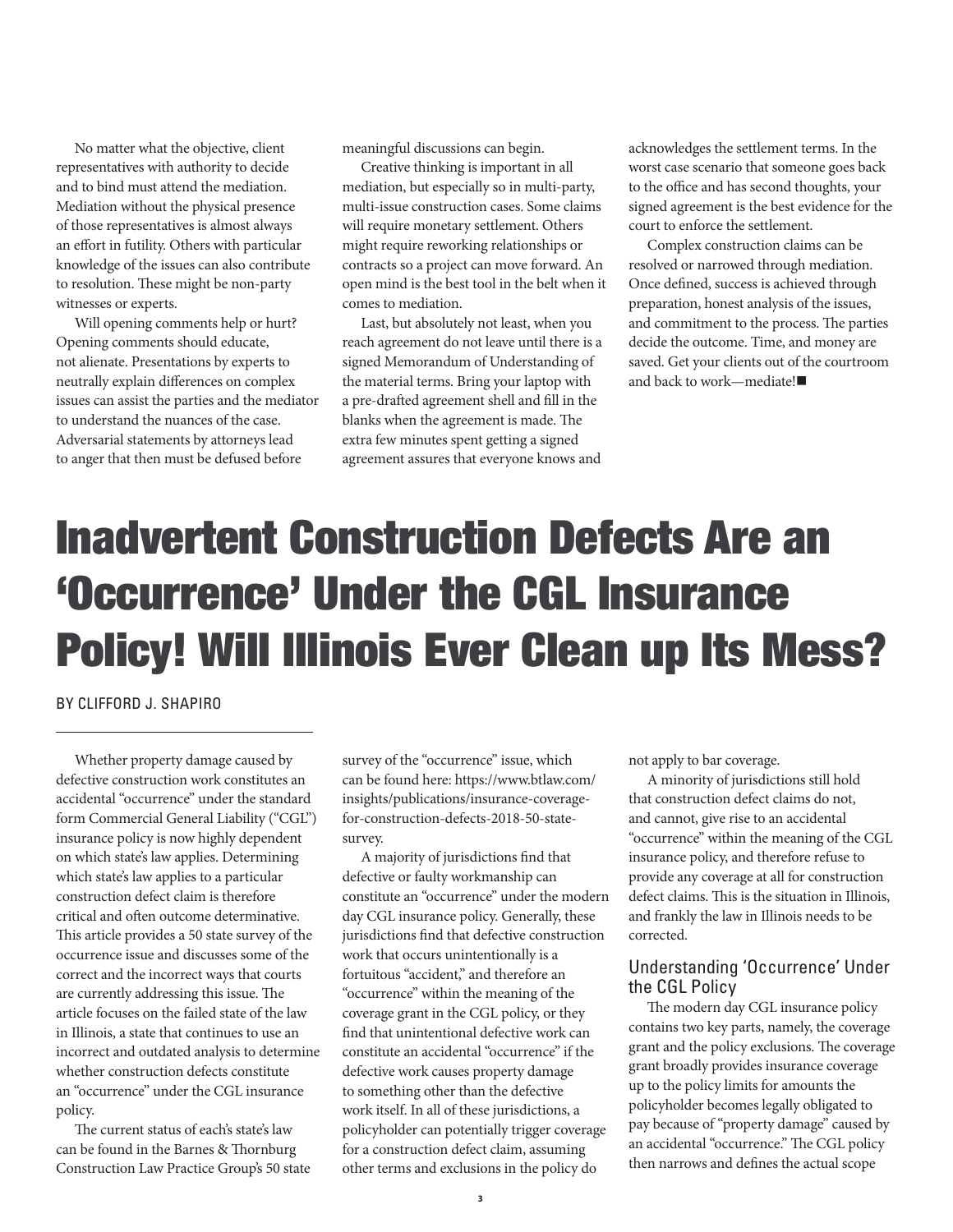No matter what the objective, client representatives with authority to decide and to bind must attend the mediation. Mediation without the physical presence of those representatives is almost always an effort in futility. Others with particular knowledge of the issues can also contribute to resolution. These might be non-party witnesses or experts.

Will opening comments help or hurt? Opening comments should educate, not alienate. Presentations by experts to neutrally explain differences on complex issues can assist the parties and the mediator to understand the nuances of the case. Adversarial statements by attorneys lead to anger that then must be defused before meaningful discussions can begin.

Creative thinking is important in all mediation, but especially so in multi-party, multi-issue construction cases. Some claims will require monetary settlement. Others might require reworking relationships or contracts so a project can move forward. An open mind is the best tool in the belt when it comes to mediation.

Last, but absolutely not least, when you reach agreement do not leave until there is a signed Memorandum of Understanding of the material terms. Bring your laptop with a pre-drafted agreement shell and fill in the blanks when the agreement is made. The extra few minutes spent getting a signed agreement assures that everyone knows and acknowledges the settlement terms. In the worst case scenario that someone goes back to the office and has second thoughts, your signed agreement is the best evidence for the court to enforce the settlement.

Complex construction claims can be resolved or narrowed through mediation. Once defined, success is achieved through preparation, honest analysis of the issues, and commitment to the process. The parties decide the outcome. Time, and money are saved. Get your clients out of the courtroom and back to work—mediate!■

# Inadvertent Construction Defects Are an 'Occurrence' Under the CGL Insurance Policy! Will Illinois Ever Clean up Its Mess?

BY CLIFFORD J. SHAPIRO

Whether property damage caused by defective construction work constitutes an accidental "occurrence" under the standard form Commercial General Liability ("CGL") insurance policy is now highly dependent on which state's law applies. Determining which state's law applies to a particular construction defect claim is therefore critical and often outcome determinative. This article provides a 50 state survey of the occurrence issue and discusses some of the correct and the incorrect ways that courts are currently addressing this issue. The article focuses on the failed state of the law in Illinois, a state that continues to use an incorrect and outdated analysis to determine whether construction defects constitute an "occurrence" under the CGL insurance policy.

The current status of each's state's law can be found in the Barnes & Thornburg Construction Law Practice Group's 50 state survey of the "occurrence" issue, which can be found here: https://www.btlaw.com/insights/publications/insurance-coverage-for-construction-defects-2018-50-state-survey.

A majority of jurisdictions find that defective or faulty workmanship can constitute an "occurrence" under the modern day CGL insurance policy. Generally, these jurisdictions find that defective construction work that occurs unintentionally is a fortuitous "accident," and therefore an "occurrence" within the meaning of the coverage grant in the CGL policy, or they find that unintentional defective work can constitute an accidental "occurrence" if the defective work causes property damage to something other than the defective work itself. In all of these jurisdictions, a policyholder can potentially trigger coverage for a construction defect claim, assuming other terms and exclusions in the policy do not apply to bar coverage.

A minority of jurisdictions still hold that construction defect claims do not, and cannot, give rise to an accidental "occurrence" within the meaning of the CGL insurance policy, and therefore refuse to provide any coverage at all for construction defect claims. This is the situation in Illinois, and frankly the law in Illinois needs to be corrected.

## Understanding 'Occurrence' Under the CGL Policy

The modern day CGL insurance policy contains two key parts, namely, the coverage grant and the policy exclusions. The coverage grant broadly provides insurance coverage up to the policy limits for amounts the policyholder becomes legally obligated to pay because of "property damage" caused by an accidental "occurrence." The CGL policy then narrows and defines the actual scope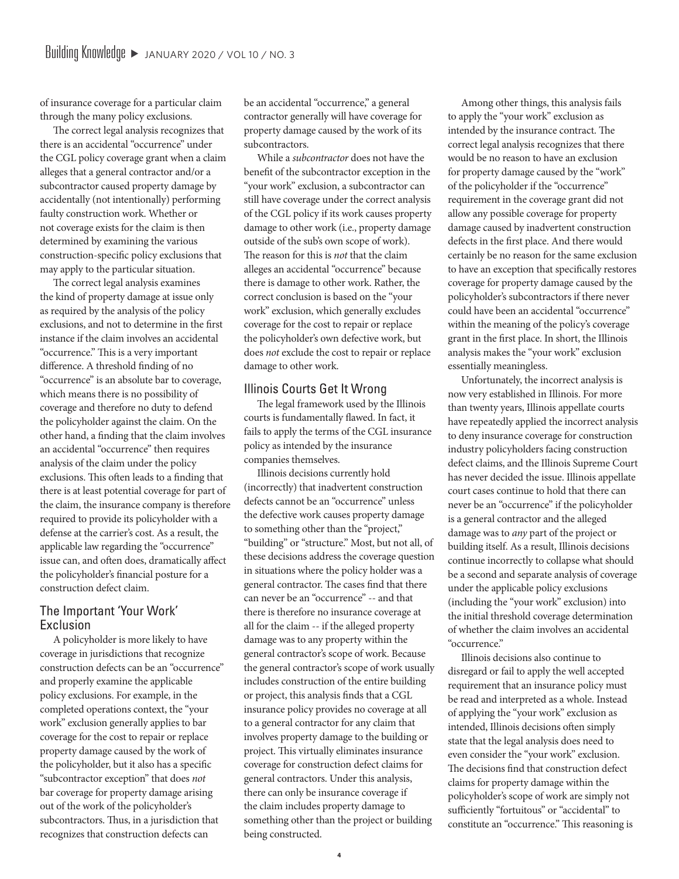of insurance coverage for a particular claim through the many policy exclusions.

The correct legal analysis recognizes that there is an accidental "occurrence" under the CGL policy coverage grant when a claim alleges that a general contractor and/or a subcontractor caused property damage by accidentally (not intentionally) performing faulty construction work. Whether or not coverage exists for the claim is then determined by examining the various construction-specific policy exclusions that may apply to the particular situation.

The correct legal analysis examines the kind of property damage at issue only as required by the analysis of the policy exclusions, and not to determine in the first instance if the claim involves an accidental "occurrence." This is a very important difference. A threshold finding of no "occurrence" is an absolute bar to coverage, which means there is no possibility of coverage and therefore no duty to defend the policyholder against the claim. On the other hand, a finding that the claim involves an accidental "occurrence" then requires analysis of the claim under the policy exclusions. This often leads to a finding that there is at least potential coverage for part of the claim, the insurance company is therefore required to provide its policyholder with a defense at the carrier's cost. As a result, the applicable law regarding the "occurrence" issue can, and often does, dramatically affect the policyholder's financial posture for a construction defect claim.

## The Important 'Your Work' Exclusion

A policyholder is more likely to have coverage in jurisdictions that recognize construction defects can be an "occurrence" and properly examine the applicable policy exclusions. For example, in the completed operations context, the "your work" exclusion generally applies to bar coverage for the cost to repair or replace property damage caused by the work of the policyholder, but it also has a specific "subcontractor exception" that does *not* bar coverage for property damage arising out of the work of the policyholder's subcontractors. Thus, in a jurisdiction that recognizes that construction defects can be an accidental "occurrence," a general contractor generally will have coverage for property damage caused by the work of its subcontractors.

While a *subcontractor* does not have the benefit of the subcontractor exception in the "your work" exclusion, a subcontractor can still have coverage under the correct analysis of the CGL policy if its work causes property damage to other work (i.e., property damage outside of the sub's own scope of work). The reason for this is *not* that the claim alleges an accidental "occurrence" because there is damage to other work. Rather, the correct conclusion is based on the "your work" exclusion, which generally excludes coverage for the cost to repair or replace the policyholder's own defective work, but does *not* exclude the cost to repair or replace damage to other work.

## Illinois Courts Get It Wrong

The legal framework used by the Illinois courts is fundamentally flawed. In fact, it fails to apply the terms of the CGL insurance policy as intended by the insurance companies themselves.

Illinois decisions currently hold (incorrectly) that inadvertent construction defects cannot be an "occurrence" unless the defective work causes property damage to something other than the "project," "building" or "structure." Most, but not all, of these decisions address the coverage question in situations where the policy holder was a general contractor. The cases find that there can never be an "occurrence" -- and that there is therefore no insurance coverage at all for the claim -- if the alleged property damage was to any property within the general contractor's scope of work. Because the general contractor's scope of work usually includes construction of the entire building or project, this analysis finds that a CGL insurance policy provides no coverage at all to a general contractor for any claim that involves property damage to the building or project. This virtually eliminates insurance coverage for construction defect claims for general contractors. Under this analysis, there can only be insurance coverage if the claim includes property damage to something other than the project or building being constructed.

Among other things, this analysis fails to apply the "your work" exclusion as intended by the insurance contract. The correct legal analysis recognizes that there would be no reason to have an exclusion for property damage caused by the "work" of the policyholder if the "occurrence" requirement in the coverage grant did not allow any possible coverage for property damage caused by inadvertent construction defects in the first place. And there would certainly be no reason for the same exclusion to have an exception that specifically restores coverage for property damage caused by the policyholder's subcontractors if there never could have been an accidental "occurrence" within the meaning of the policy's coverage grant in the first place. In short, the Illinois analysis makes the "your work" exclusion essentially meaningless.

Unfortunately, the incorrect analysis is now very established in Illinois. For more than twenty years, Illinois appellate courts have repeatedly applied the incorrect analysis to deny insurance coverage for construction industry policyholders facing construction defect claims, and the Illinois Supreme Court has never decided the issue. Illinois appellate court cases continue to hold that there can never be an "occurrence" if the policyholder is a general contractor and the alleged damage was to *any* part of the project or building itself. As a result, Illinois decisions continue incorrectly to collapse what should be a second and separate analysis of coverage under the applicable policy exclusions (including the "your work" exclusion) into the initial threshold coverage determination of whether the claim involves an accidental "occurrence."

Illinois decisions also continue to disregard or fail to apply the well accepted requirement that an insurance policy must be read and interpreted as a whole. Instead of applying the "your work" exclusion as intended, Illinois decisions often simply state that the legal analysis does need to even consider the "your work" exclusion. The decisions find that construction defect claims for property damage within the policyholder's scope of work are simply not sufficiently "fortuitous" or "accidental" to constitute an "occurrence." This reasoning is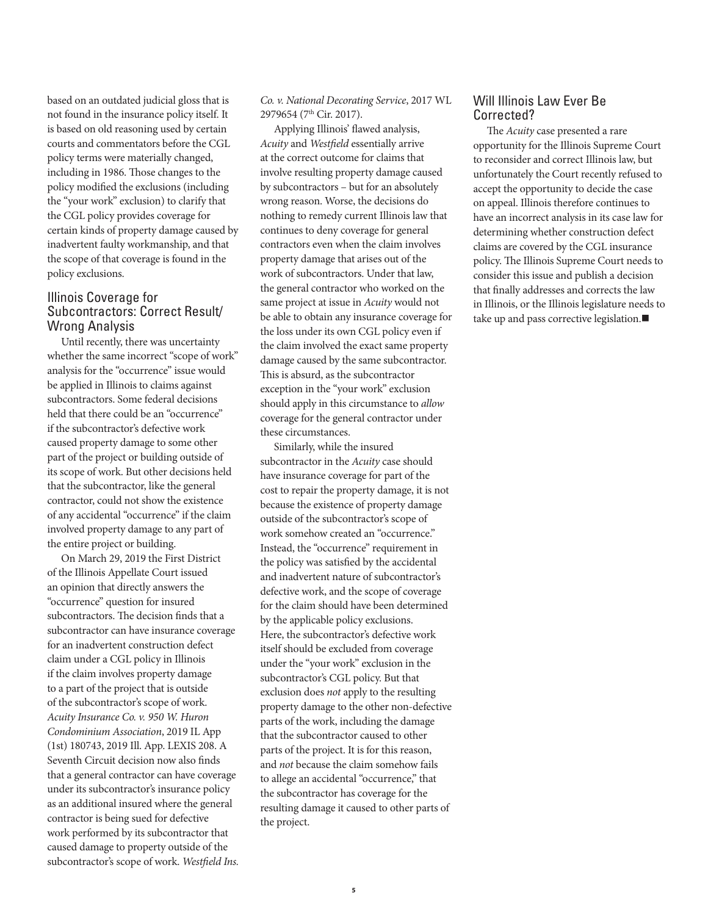based on an outdated judicial gloss that is not found in the insurance policy itself. It is based on old reasoning used by certain courts and commentators before the CGL policy terms were materially changed, including in 1986. Those changes to the policy modified the exclusions (including the "your work" exclusion) to clarify that the CGL policy provides coverage for certain kinds of property damage caused by inadvertent faulty workmanship, and that the scope of that coverage is found in the policy exclusions.

## Illinois Coverage for Subcontractors: Correct Result/Wrong Analysis

Until recently, there was uncertainty whether the same incorrect "scope of work" analysis for the "occurrence" issue would be applied in Illinois to claims against subcontractors. Some federal decisions held that there could be an "occurrence" if the subcontractor's defective work caused property damage to some other part of the project or building outside of its scope of work. But other decisions held that the subcontractor, like the general contractor, could not show the existence of any accidental "occurrence" if the claim involved property damage to any part of the entire project or building.

On March 29, 2019 the First District of the Illinois Appellate Court issued an opinion that directly answers the "occurrence" question for insured subcontractors. The decision finds that a subcontractor can have insurance coverage for an inadvertent construction defect claim under a CGL policy in Illinois if the claim involves property damage to a part of the project that is outside of the subcontractor's scope of work. *Acuity Insurance Co. v. 950 W. Huron Condominium Association*, 2019 IL App (1st) 180743, 2019 Ill. App. LEXIS 208. A Seventh Circuit decision now also finds that a general contractor can have coverage under its subcontractor's insurance policy as an additional insured where the general contractor is being sued for defective work performed by its subcontractor that caused damage to property outside of the subcontractor's scope of work. *Westfield Ins. Co. v. National Decorating Service*, 2017 WL 2979654 (7th Cir. 2017).

Applying Illinois' flawed analysis, *Acuity* and *Westfield* essentially arrive at the correct outcome for claims that involve resulting property damage caused by subcontractors – but for an absolutely wrong reason. Worse, the decisions do nothing to remedy current Illinois law that continues to deny coverage for general contractors even when the claim involves property damage that arises out of the work of subcontractors. Under that law, the general contractor who worked on the same project at issue in *Acuity* would not be able to obtain any insurance coverage for the loss under its own CGL policy even if the claim involved the exact same property damage caused by the same subcontractor. This is absurd, as the subcontractor exception in the "your work" exclusion should apply in this circumstance to *allow* coverage for the general contractor under these circumstances.

Similarly, while the insured subcontractor in the *Acuity* case should have insurance coverage for part of the cost to repair the property damage, it is not because the existence of property damage outside of the subcontractor's scope of work somehow created an "occurrence." Instead, the "occurrence" requirement in the policy was satisfied by the accidental and inadvertent nature of subcontractor's defective work, and the scope of coverage for the claim should have been determined by the applicable policy exclusions. Here, the subcontractor's defective work itself should be excluded from coverage under the "your work" exclusion in the subcontractor's CGL policy. But that exclusion does *not* apply to the resulting property damage to the other non-defective parts of the work, including the damage that the subcontractor caused to other parts of the project. It is for this reason, and *not* because the claim somehow fails to allege an accidental "occurrence," that the subcontractor has coverage for the resulting damage it caused to other parts of the project.

## Will Illinois Law Ever Be Corrected?

The *Acuity* case presented a rare opportunity for the Illinois Supreme Court to reconsider and correct Illinois law, but unfortunately the Court recently refused to accept the opportunity to decide the case on appeal. Illinois therefore continues to have an incorrect analysis in its case law for determining whether construction defect claims are covered by the CGL insurance policy. The Illinois Supreme Court needs to consider this issue and publish a decision that finally addresses and corrects the law in Illinois, or the Illinois legislature needs to take up and pass corrective legislation.■